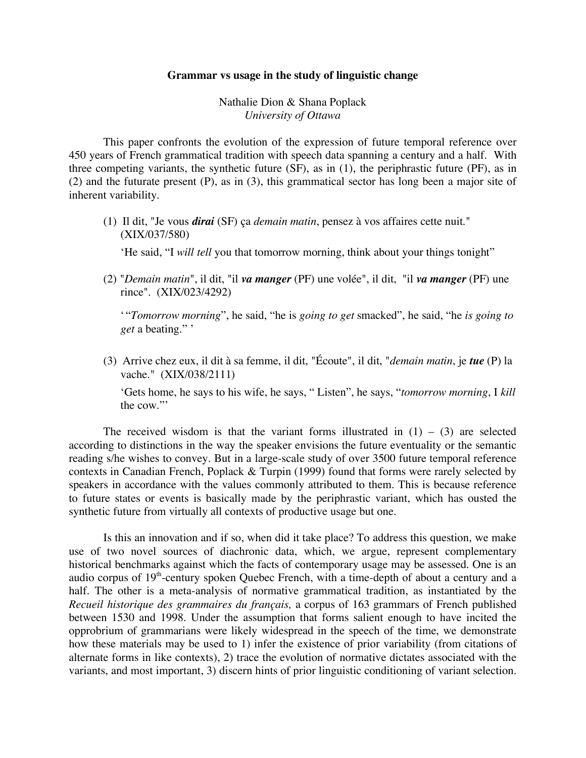# Grammar vs usage in the study of linguistic change

Nathalie Dion & Shana Poplack
*University of Ottawa*

This paper confronts the evolution of the expression of future temporal reference over 450 years of French grammatical tradition with speech data spanning a century and a half. With three competing variants, the synthetic future (SF), as in (1), the periphrastic future (PF), as in (2) and the futurate present (P), as in (3), this grammatical sector has long been a major site of inherent variability.

(1) Il dit, "Je vous ***dirai*** (SF) ça *demain matin*, pensez à vos affaires cette nuit." (XIX/037/580)

‘He said, “I *will tell* you that tomorrow morning, think about your things tonight”

(2) "*Demain matin*", il dit, "il ***va manger*** (PF) une volée", il dit, "il ***va manger*** (PF) une rince". (XIX/023/4292)

‘“*Tomorrow morning*”, he said, “he is *going to get* smacked”, he said, “he *is going to get* a beating.” ’

(3) Arrive chez eux, il dit à sa femme, il dit, "Écoute", il dit, "*demain matin*, je ***tue*** (P) la vache." (XIX/038/2111)

‘Gets home, he says to his wife, he says, “ Listen”, he says, “*tomorrow morning*, I *kill* the cow.”’

The received wisdom is that the variant forms illustrated in (1) – (3) are selected according to distinctions in the way the speaker envisions the future eventuality or the semantic reading s/he wishes to convey. But in a large-scale study of over 3500 future temporal reference contexts in Canadian French, Poplack & Turpin (1999) found that forms were rarely selected by speakers in accordance with the values commonly attributed to them. This is because reference to future states or events is basically made by the periphrastic variant, which has ousted the synthetic future from virtually all contexts of productive usage but one.

Is this an innovation and if so, when did it take place? To address this question, we make use of two novel sources of diachronic data, which, we argue, represent complementary historical benchmarks against which the facts of contemporary usage may be assessed. One is an audio corpus of 19th-century spoken Quebec French, with a time-depth of about a century and a half. The other is a meta-analysis of normative grammatical tradition, as instantiated by the *Recueil historique des grammaires du français,* a corpus of 163 grammars of French published between 1530 and 1998. Under the assumption that forms salient enough to have incited the opprobrium of grammarians were likely widespread in the speech of the time, we demonstrate how these materials may be used to 1) infer the existence of prior variability (from citations of alternate forms in like contexts), 2) trace the evolution of normative dictates associated with the variants, and most important, 3) discern hints of prior linguistic conditioning of variant selection.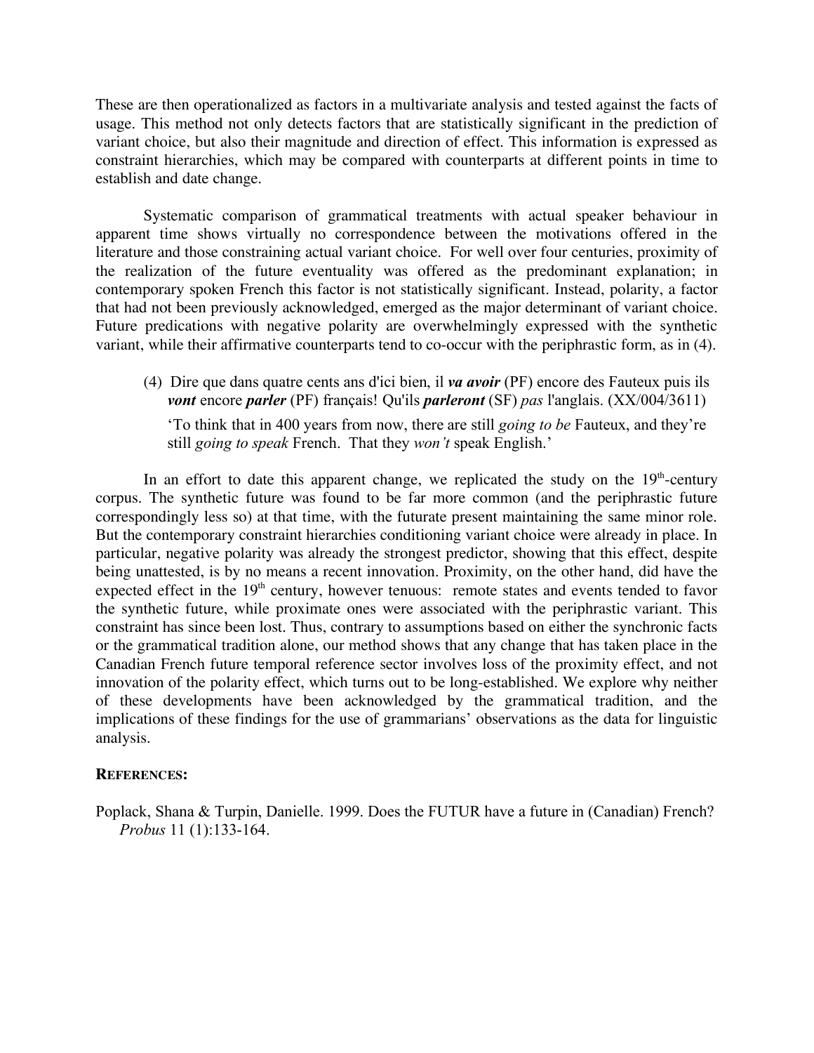These are then operationalized as factors in a multivariate analysis and tested against the facts of usage. This method not only detects factors that are statistically significant in the prediction of variant choice, but also their magnitude and direction of effect. This information is expressed as constraint hierarchies, which may be compared with counterparts at different points in time to establish and date change.

Systematic comparison of grammatical treatments with actual speaker behaviour in apparent time shows virtually no correspondence between the motivations offered in the literature and those constraining actual variant choice. For well over four centuries, proximity of the realization of the future eventuality was offered as the predominant explanation; in contemporary spoken French this factor is not statistically significant. Instead, polarity, a factor that had not been previously acknowledged, emerged as the major determinant of variant choice. Future predications with negative polarity are overwhelmingly expressed with the synthetic variant, while their affirmative counterparts tend to co-occur with the periphrastic form, as in (4).

> (4) Dire que dans quatre cents ans d'ici bien, il ***va avoir*** (PF) encore des Fauteux puis ils ***vont*** encore ***parler*** (PF) français! Qu'ils ***parleront*** (SF) *pas* l'anglais. (XX/004/3611)
>
> 'To think that in 400 years from now, there are still *going to be* Fauteux, and they're still *going to speak* French. That they *won't* speak English.'

In an effort to date this apparent change, we replicated the study on the 19th-century corpus. The synthetic future was found to be far more common (and the periphrastic future correspondingly less so) at that time, with the futurate present maintaining the same minor role. But the contemporary constraint hierarchies conditioning variant choice were already in place. In particular, negative polarity was already the strongest predictor, showing that this effect, despite being unattested, is by no means a recent innovation. Proximity, on the other hand, did have the expected effect in the 19th century, however tenuous: remote states and events tended to favor the synthetic future, while proximate ones were associated with the periphrastic variant. This constraint has since been lost. Thus, contrary to assumptions based on either the synchronic facts or the grammatical tradition alone, our method shows that any change that has taken place in the Canadian French future temporal reference sector involves loss of the proximity effect, and not innovation of the polarity effect, which turns out to be long-established. We explore why neither of these developments have been acknowledged by the grammatical tradition, and the implications of these findings for the use of grammarians' observations as the data for linguistic analysis.

**REFERENCES:**

Poplack, Shana & Turpin, Danielle. 1999. Does the FUTUR have a future in (Canadian) French? *Probus* 11 (1):133-164.